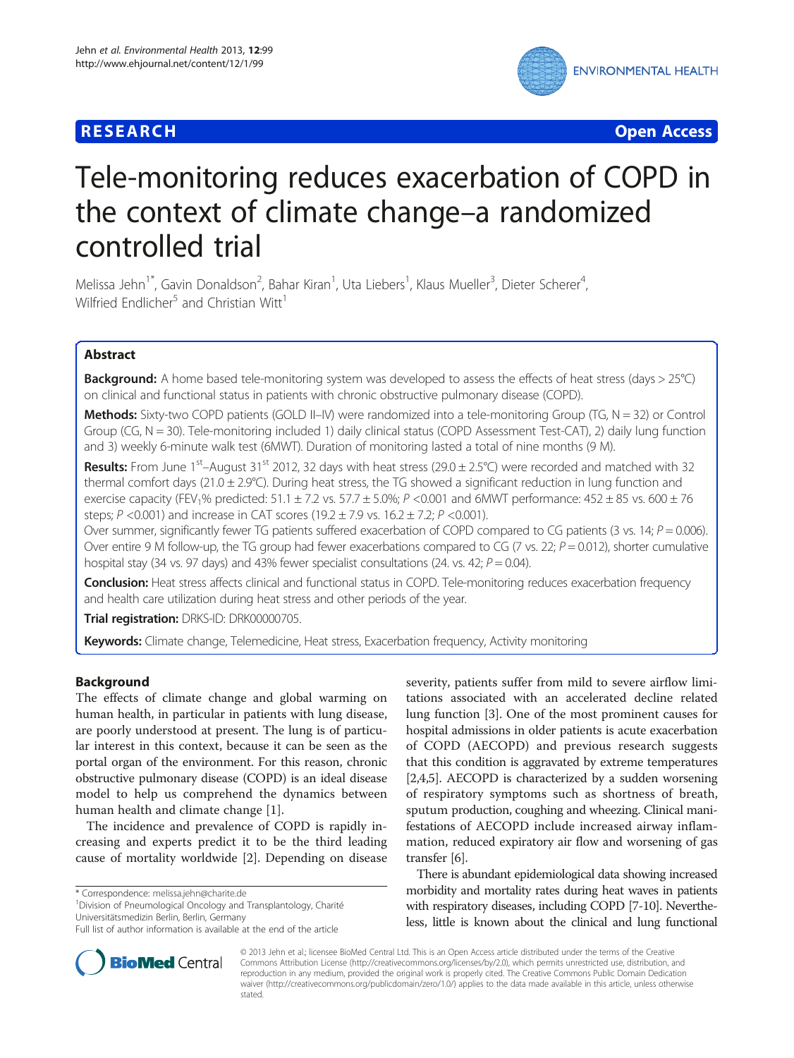**RESEARCH** **Open Access**

# Tele-monitoring reduces exacerbation of COPD in the context of climate change–a randomized controlled trial

Melissa Jehn[1*], Gavin Donaldson[2], Bahar Kiran[1], Uta Liebers[1], Klaus Mueller[3], Dieter Scherer[4], Wilfried Endlicher[5] and Christian Witt[1]

## Abstract

**Background:** A home based tele-monitoring system was developed to assess the effects of heat stress (days > 25°C) on clinical and functional status in patients with chronic obstructive pulmonary disease (COPD).

**Methods:** Sixty-two COPD patients (GOLD II–IV) were randomized into a tele-monitoring Group (TG, N = 32) or Control Group (CG, N = 30). Tele-monitoring included 1) daily clinical status (COPD Assessment Test-CAT), 2) daily lung function and 3) weekly 6-minute walk test (6MWT). Duration of monitoring lasted a total of nine months (9 M).

**Results:** From June 1[st]–August 31[st] 2012, 32 days with heat stress (29.0 ± 2.5°C) were recorded and matched with 32 thermal comfort days (21.0 ± 2.9°C). During heat stress, the TG showed a significant reduction in lung function and exercise capacity ($FEV_1$% predicted: 51.1 ± 7.2 vs. 57.7 ± 5.0%; $P$ <0.001 and 6MWT performance: 452 ± 85 vs. 600 ± 76 steps; $P$ <0.001) and increase in CAT scores (19.2 ± 7.9 vs. 16.2 ± 7.2; $P$ <0.001).

Over summer, significantly fewer TG patients suffered exacerbation of COPD compared to CG patients (3 vs. 14; $P$ = 0.006). Over entire 9 M follow-up, the TG group had fewer exacerbations compared to CG (7 vs. 22; $P$ = 0.012), shorter cumulative hospital stay (34 vs. 97 days) and 43% fewer specialist consultations (24. vs. 42; $P$ = 0.04).

**Conclusion:** Heat stress affects clinical and functional status in COPD. Tele-monitoring reduces exacerbation frequency and health care utilization during heat stress and other periods of the year.

**Trial registration:** DRKS-ID: DRK00000705.

**Keywords:** Climate change, Telemedicine, Heat stress, Exacerbation frequency, Activity monitoring

## Background

The effects of climate change and global warming on human health, in particular in patients with lung disease, are poorly understood at present. The lung is of particular interest in this context, because it can be seen as the portal organ of the environment. For this reason, chronic obstructive pulmonary disease (COPD) is an ideal disease model to help us comprehend the dynamics between human health and climate change [1].

The incidence and prevalence of COPD is rapidly increasing and experts predict it to be the third leading cause of mortality worldwide [2]. Depending on disease severity, patients suffer from mild to severe airflow limitations associated with an accelerated decline related lung function [3]. One of the most prominent causes for hospital admissions in older patients is acute exacerbation of COPD (AECOPD) and previous research suggests that this condition is aggravated by extreme temperatures [2,4,5]. AECOPD is characterized by a sudden worsening of respiratory symptoms such as shortness of breath, sputum production, coughing and wheezing. Clinical manifestations of AECOPD include increased airway inflammation, reduced expiratory air flow and worsening of gas transfer [6].

There is abundant epidemiological data showing increased morbidity and mortality rates during heat waves in patients with respiratory diseases, including COPD [7-10]. Nevertheless, little is known about the clinical and lung functional

\* Correspondence: melissa.jehn@charite.de
[1]Division of Pneumological Oncology and Transplantology, Charité Universitätsmedizin Berlin, Berlin, Germany
Full list of author information is available at the end of the article

© 2013 Jehn et al.; licensee BioMed Central Ltd. This is an Open Access article distributed under the terms of the Creative Commons Attribution License (http://creativecommons.org/licenses/by/2.0), which permits unrestricted use, distribution, and reproduction in any medium, provided the original work is properly cited. The Creative Commons Public Domain Dedication waiver (http://creativecommons.org/publicdomain/zero/1.0/) applies to the data made available in this article, unless otherwise stated.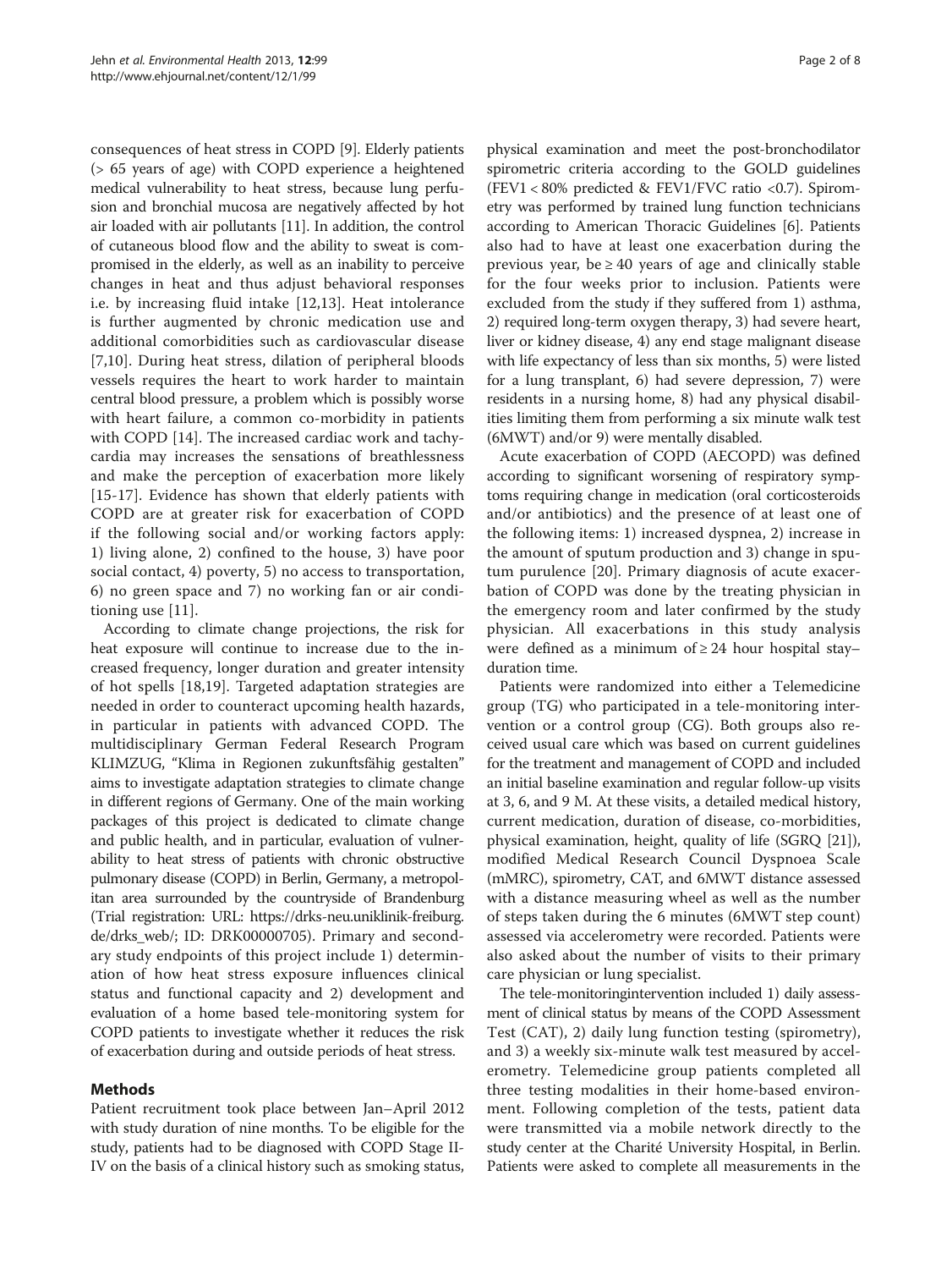consequences of heat stress in COPD [9]. Elderly patients (> 65 years of age) with COPD experience a heightened medical vulnerability to heat stress, because lung perfusion and bronchial mucosa are negatively affected by hot air loaded with air pollutants [11]. In addition, the control of cutaneous blood flow and the ability to sweat is compromised in the elderly, as well as an inability to perceive changes in heat and thus adjust behavioral responses i.e. by increasing fluid intake [12,13]. Heat intolerance is further augmented by chronic medication use and additional comorbidities such as cardiovascular disease [7,10]. During heat stress, dilation of peripheral bloods vessels requires the heart to work harder to maintain central blood pressure, a problem which is possibly worse with heart failure, a common co-morbidity in patients with COPD [14]. The increased cardiac work and tachycardia may increases the sensations of breathlessness and make the perception of exacerbation more likely [15-17]. Evidence has shown that elderly patients with COPD are at greater risk for exacerbation of COPD if the following social and/or working factors apply: 1) living alone, 2) confined to the house, 3) have poor social contact, 4) poverty, 5) no access to transportation, 6) no green space and 7) no working fan or air conditioning use [11].

According to climate change projections, the risk for heat exposure will continue to increase due to the increased frequency, longer duration and greater intensity of hot spells [18,19]. Targeted adaptation strategies are needed in order to counteract upcoming health hazards, in particular in patients with advanced COPD. The multidisciplinary German Federal Research Program KLIMZUG, "Klima in Regionen zukunftsfähig gestalten" aims to investigate adaptation strategies to climate change in different regions of Germany. One of the main working packages of this project is dedicated to climate change and public health, and in particular, evaluation of vulnerability to heat stress of patients with chronic obstructive pulmonary disease (COPD) in Berlin, Germany, a metropolitan area surrounded by the countryside of Brandenburg (Trial registration: URL: https://drks-neu.uniklinik-freiburg.de/drks_web/; ID: DRK00000705). Primary and secondary study endpoints of this project include 1) determination of how heat stress exposure influences clinical status and functional capacity and 2) development and evaluation of a home based tele-monitoring system for COPD patients to investigate whether it reduces the risk of exacerbation during and outside periods of heat stress.

## Methods

Patient recruitment took place between Jan–April 2012 with study duration of nine months. To be eligible for the study, patients had to be diagnosed with COPD Stage II-IV on the basis of a clinical history such as smoking status, physical examination and meet the post-bronchodilator spirometric criteria according to the GOLD guidelines (FEV1 < 80% predicted & FEV1/FVC ratio <0.7). Spirometry was performed by trained lung function technicians according to American Thoracic Guidelines [6]. Patients also had to have at least one exacerbation during the previous year, be ≥ 40 years of age and clinically stable for the four weeks prior to inclusion. Patients were excluded from the study if they suffered from 1) asthma, 2) required long-term oxygen therapy, 3) had severe heart, liver or kidney disease, 4) any end stage malignant disease with life expectancy of less than six months, 5) were listed for a lung transplant, 6) had severe depression, 7) were residents in a nursing home, 8) had any physical disabilities limiting them from performing a six minute walk test (6MWT) and/or 9) were mentally disabled.

Acute exacerbation of COPD (AECOPD) was defined according to significant worsening of respiratory symptoms requiring change in medication (oral corticosteroids and/or antibiotics) and the presence of at least one of the following items: 1) increased dyspnea, 2) increase in the amount of sputum production and 3) change in sputum purulence [20]. Primary diagnosis of acute exacerbation of COPD was done by the treating physician in the emergency room and later confirmed by the study physician. All exacerbations in this study analysis were defined as a minimum of ≥ 24 hour hospital stay–duration time.

Patients were randomized into either a Telemedicine group (TG) who participated in a tele-monitoring intervention or a control group (CG). Both groups also received usual care which was based on current guidelines for the treatment and management of COPD and included an initial baseline examination and regular follow-up visits at 3, 6, and 9 M. At these visits, a detailed medical history, current medication, duration of disease, co-morbidities, physical examination, height, quality of life (SGRQ [21]), modified Medical Research Council Dyspnoea Scale (mMRC), spirometry, CAT, and 6MWT distance assessed with a distance measuring wheel as well as the number of steps taken during the 6 minutes (6MWT step count) assessed via accelerometry were recorded. Patients were also asked about the number of visits to their primary care physician or lung specialist.

The tele-monitoringintervention included 1) daily assessment of clinical status by means of the COPD Assessment Test (CAT), 2) daily lung function testing (spirometry), and 3) a weekly six-minute walk test measured by accelerometry. Telemedicine group patients completed all three testing modalities in their home-based environment. Following completion of the tests, patient data were transmitted via a mobile network directly to the study center at the Charité University Hospital, in Berlin. Patients were asked to complete all measurements in the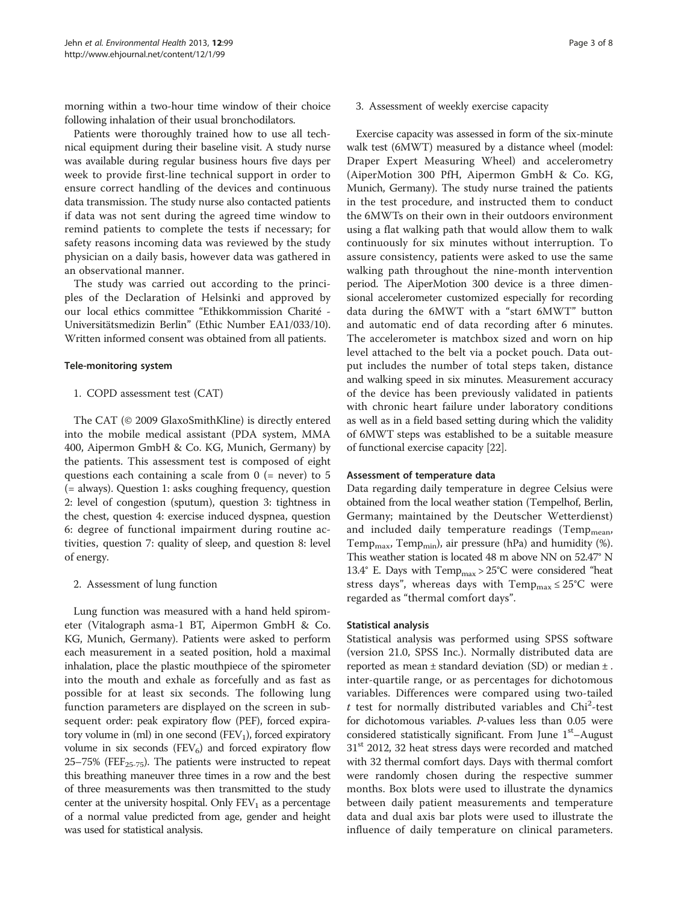morning within a two-hour time window of their choice following inhalation of their usual bronchodilators.

Patients were thoroughly trained how to use all technical equipment during their baseline visit. A study nurse was available during regular business hours five days per week to provide first-line technical support in order to ensure correct handling of the devices and continuous data transmission. The study nurse also contacted patients if data was not sent during the agreed time window to remind patients to complete the tests if necessary; for safety reasons incoming data was reviewed by the study physician on a daily basis, however data was gathered in an observational manner.

The study was carried out according to the principles of the Declaration of Helsinki and approved by our local ethics committee "Ethikkommission Charité - Universitätsmedizin Berlin" (Ethic Number EA1/033/10). Written informed consent was obtained from all patients.

### Tele-monitoring system

1. COPD assessment test (CAT)

The CAT (© 2009 GlaxoSmithKline) is directly entered into the mobile medical assistant (PDA system, MMA 400, Aipermon GmbH & Co. KG, Munich, Germany) by the patients. This assessment test is composed of eight questions each containing a scale from 0 (= never) to 5 (= always). Question 1: asks coughing frequency, question 2: level of congestion (sputum), question 3: tightness in the chest, question 4: exercise induced dyspnea, question 6: degree of functional impairment during routine activities, question 7: quality of sleep, and question 8: level of energy.

2. Assessment of lung function

Lung function was measured with a hand held spirometer (Vitalograph asma-1 BT, Aipermon GmbH & Co. KG, Munich, Germany). Patients were asked to perform each measurement in a seated position, hold a maximal inhalation, place the plastic mouthpiece of the spirometer into the mouth and exhale as forcefully and as fast as possible for at least six seconds. The following lung function parameters are displayed on the screen in subsequent order: peak expiratory flow (PEF), forced expiratory volume in (ml) in one second ($FEV_1$), forced expiratory volume in six seconds ($FEV_6$) and forced expiratory flow 25–75% ($FEF_{25-75}$). The patients were instructed to repeat this breathing maneuver three times in a row and the best of three measurements was then transmitted to the study center at the university hospital. Only $FEV_1$ as a percentage of a normal value predicted from age, gender and height was used for statistical analysis.

3. Assessment of weekly exercise capacity

Exercise capacity was assessed in form of the six-minute walk test (6MWT) measured by a distance wheel (model: Draper Expert Measuring Wheel) and accelerometry (AiperMotion 300 PfH, Aipermon GmbH & Co. KG, Munich, Germany). The study nurse trained the patients in the test procedure, and instructed them to conduct the 6MWTs on their own in their outdoors environment using a flat walking path that would allow them to walk continuously for six minutes without interruption. To assure consistency, patients were asked to use the same walking path throughout the nine-month intervention period. The AiperMotion 300 device is a three dimensional accelerometer customized especially for recording data during the 6MWT with a "start 6MWT" button and automatic end of data recording after 6 minutes. The accelerometer is matchbox sized and worn on hip level attached to the belt via a pocket pouch. Data output includes the number of total steps taken, distance and walking speed in six minutes. Measurement accuracy of the device has been previously validated in patients with chronic heart failure under laboratory conditions as well as in a field based setting during which the validity of 6MWT steps was established to be a suitable measure of functional exercise capacity [22].

### Assessment of temperature data

Data regarding daily temperature in degree Celsius were obtained from the local weather station (Tempelhof, Berlin, Germany; maintained by the Deutscher Wetterdienst) and included daily temperature readings ($Temp_{mean}$, $Temp_{max}$, $Temp_{min}$), air pressure (hPa) and humidity (%). This weather station is located 48 m above NN on 52.47° N 13.4° E. Days with $Temp_{max} > 25°C$ were considered "heat stress days", whereas days with $Temp_{max} \leq 25°C$ were regarded as "thermal comfort days".

### Statistical analysis

Statistical analysis was performed using SPSS software (version 21.0, SPSS Inc.). Normally distributed data are reported as mean ± standard deviation (SD) or median ± . inter-quartile range, or as percentages for dichotomous variables. Differences were compared using two-tailed $t$ test for normally distributed variables and $Chi^2$-test for dichotomous variables. $P$-values less than 0.05 were considered statistically significant. From June 1st–August 31st 2012, 32 heat stress days were recorded and matched with 32 thermal comfort days. Days with thermal comfort were randomly chosen during the respective summer months. Box blots were used to illustrate the dynamics between daily patient measurements and temperature data and dual axis bar plots were used to illustrate the influence of daily temperature on clinical parameters.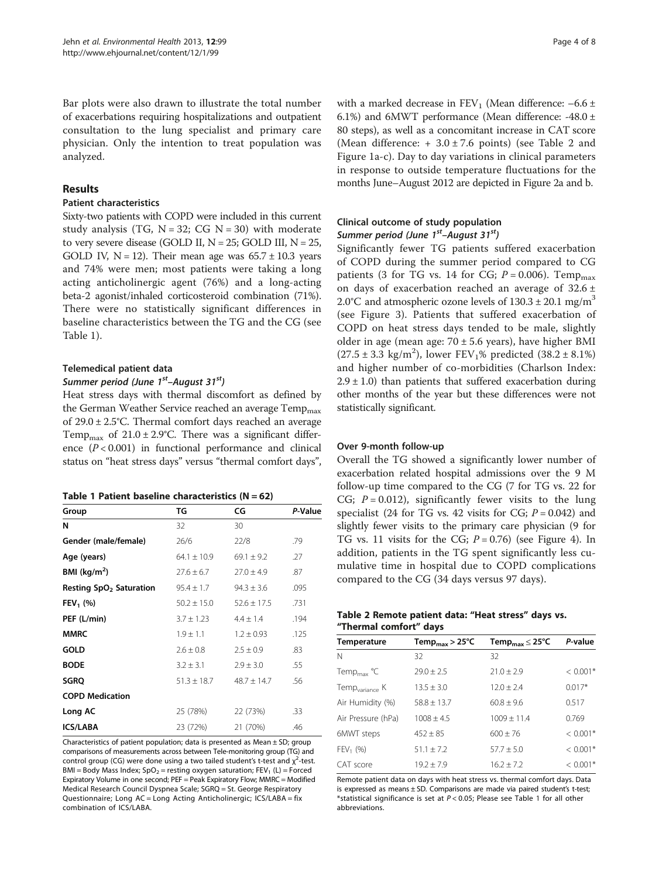Bar plots were also drawn to illustrate the total number of exacerbations requiring hospitalizations and outpatient consultation to the lung specialist and primary care physician. Only the intention to treat population was analyzed.

## Results

### Patient characteristics

Sixty-two patients with COPD were included in this current study analysis (TG, N = 32; CG N = 30) with moderate to very severe disease (GOLD II, N = 25; GOLD III, N = 25, GOLD IV, N = 12). Their mean age was 65.7 ± 10.3 years and 74% were men; most patients were taking a long acting anticholinergic agent (76%) and a long-acting beta-2 agonist/inhaled corticosteroid combination (71%). There were no statistically significant differences in baseline characteristics between the TG and the CG (see Table 1).

### Telemedical patient data

#### *Summer period (June 1st–August 31st)*

Heat stress days with thermal discomfort as defined by the German Weather Service reached an average $Temp_{max}$ of 29.0 ± 2.5°C. Thermal comfort days reached an average $Temp_{max}$ of 21.0 ± 2.9°C. There was a significant difference ($P < 0.001$) in functional performance and clinical status on "heat stress days" versus "thermal comfort days", with a marked decrease in $FEV_1$ (Mean difference: −6.6 ± 6.1%) and 6MWT performance (Mean difference: -48.0 ± 80 steps), as well as a concomitant increase in CAT score (Mean difference: + 3.0 ± 7.6 points) (see Table 2 and Figure 1a-c). Day to day variations in clinical parameters in response to outside temperature fluctuations for the months June–August 2012 are depicted in Figure 2a and b.

**Table 1 Patient baseline characteristics (N = 62)**

| Group | TG | CG | *P*-Value |
|---|---|---|---|
| **N** | 32 | 30 | |
| **Gender (male/female)** | 26/6 | 22/8 | .79 |
| **Age (years)** | 64.1 ± 10.9 | 69.1 ± 9.2 | .27 |
| **BMI (kg/m$^2$)** | 27.6 ± 6.7 | 27.0 ± 4.9 | .87 |
| **Resting $SpO_2$ Saturation** | 95.4 ± 1.7 | 94.3 ± 3.6 | .095 |
| **$FEV_1$ (%)** | 50.2 ± 15.0 | 52.6 ± 17.5 | .731 |
| **PEF (L/min)** | 3.7 ± 1.23 | 4.4 ± 1.4 | .194 |
| **MMRC** | 1.9 ± 1.1 | 1.2 ± 0.93 | .125 |
| **GOLD** | 2.6 ± 0.8 | 2.5 ± 0.9 | .83 |
| **BODE** | 3.2 ± 3.1 | 2.9 ± 3.0 | .55 |
| **SGRQ** | 51.3 ± 18.7 | 48.7 ± 14.7 | .56 |
| **COPD Medication** | | | |
| **Long AC** | 25 (78%) | 22 (73%) | .33 |
| **ICS/LABA** | 23 (72%) | 21 (70%) | .46 |

Characteristics of patient population; data is presented as Mean ± SD; group comparisons of measurements across between Tele-monitoring group (TG) and control group (CG) were done using a two tailed student's t-test and $\chi^2$-test. BMI = Body Mass Index; $SpO_2$ = resting oxygen saturation; $FEV_1$ (L) = Forced Expiratory Volume in one second; PEF = Peak Expiratory Flow; MMRC = Modified Medical Research Council Dyspnea Scale; SGRQ = St. George Respiratory Questionnaire; Long AC = Long Acting Anticholinergic; ICS/LABA = fix combination of ICS/LABA.

### Clinical outcome of study population

#### *Summer period (June 1st–August 31st)*

Significantly fewer TG patients suffered exacerbation of COPD during the summer period compared to CG patients (3 for TG vs. 14 for CG; $P = 0.006$). $Temp_{max}$ on days of exacerbation reached an average of 32.6 ± 2.0°C and atmospheric ozone levels of 130.3 ± 20.1 mg/m$^3$ (see Figure 3). Patients that suffered exacerbation of COPD on heat stress days tended to be male, slightly older in age (mean age: 70 ± 5.6 years), have higher BMI (27.5 ± 3.3 kg/m$^2$), lower $FEV_1$% predicted (38.2 ± 8.1%) and higher number of co-morbidities (Charlson Index: 2.9 ± 1.0) than patients that suffered exacerbation during other months of the year but these differences were not statistically significant.

#### Over 9-month follow-up

Overall the TG showed a significantly lower number of exacerbation related hospital admissions over the 9 M follow-up time compared to the CG (7 for TG vs. 22 for CG; $P = 0.012$), significantly fewer visits to the lung specialist (24 for TG vs. 42 visits for CG; $P = 0.042$) and slightly fewer visits to the primary care physician (9 for TG vs. 11 visits for the CG; $P = 0.76$) (see Figure 4). In addition, patients in the TG spent significantly less cumulative time in hospital due to COPD complications compared to the CG (34 days versus 97 days).

**Table 2 Remote patient data: "Heat stress" days vs. "Thermal comfort" days**

| Temperature | $Temp_{max} > 25°C$ | $Temp_{max} \leq 25°C$ | *P*-value |
|---|---|---|---|
| N | 32 | 32 | |
| $Temp_{max}$ °C | 29.0 ± 2.5 | 21.0 ± 2.9 | < 0.001* |
| $Temp_{variance}$ K | 13.5 ± 3.0 | 12.0 ± 2.4 | 0.017* |
| Air Humidity (%) | 58.8 ± 13.7 | 60.8 ± 9.6 | 0.517 |
| Air Pressure (hPa) | 1008 ± 4.5 | 1009 ± 11.4 | 0.769 |
| 6MWT steps | 452 ± 85 | 600 ± 76 | < 0.001* |
| $FEV_1$ (%) | 51.1 ± 7.2 | 57.7 ± 5.0 | < 0.001* |
| CAT score | 19.2 ± 7.9 | 16.2 ± 7.2 | < 0.001* |

Remote patient data on days with heat stress vs. thermal comfort days. Data is expressed as means ± SD. Comparisons are made via paired student's t-test; *statistical significance is set at $P < 0.05$; Please see Table 1 for all other abbreviations.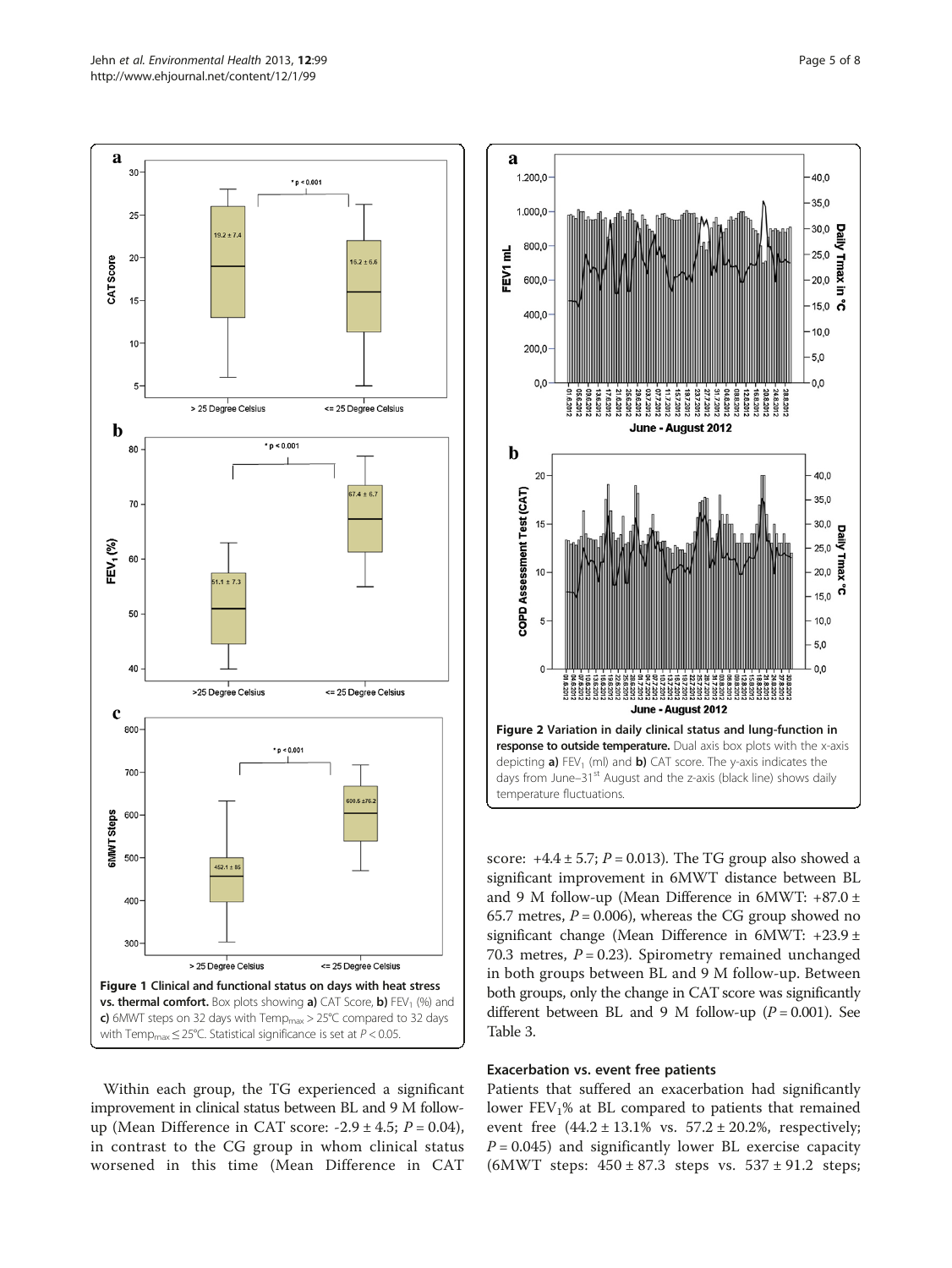**Figure 1 Clinical and functional status on days with heat stress vs. thermal comfort.** Box plots showing **a)** CAT Score, **b)** $FEV_1$ (%) and **c)** 6MWT steps on 32 days with $Temp_{max} > 25°C$ compared to 32 days with $Temp_{max} \leq 25°C$. Statistical significance is set at $P < 0.05$.

**Figure 2 Variation in daily clinical status and lung-function in response to outside temperature.** Dual axis box plots with the x-axis depicting **a)** $FEV_1$ (ml) and **b)** CAT score. The y-axis indicates the days from June–31[st] August and the z-axis (black line) shows daily temperature fluctuations.

Within each group, the TG experienced a significant improvement in clinical status between BL and 9 M follow-up (Mean Difference in CAT score: -2.9 ± 4.5; $P = 0.04$), in contrast to the CG group in whom clinical status worsened in this time (Mean Difference in CAT score: +4.4 ± 5.7; $P = 0.013$). The TG group also showed a significant improvement in 6MWT distance between BL and 9 M follow-up (Mean Difference in 6MWT: +87.0 ± 65.7 metres, $P = 0.006$), whereas the CG group showed no significant change (Mean Difference in 6MWT: +23.9 ± 70.3 metres, $P = 0.23$). Spirometry remained unchanged in both groups between BL and 9 M follow-up. Between both groups, only the change in CAT score was significantly different between BL and 9 M follow-up ($P = 0.001$). See Table 3.

### Exacerbation vs. event free patients

Patients that suffered an exacerbation had significantly lower $FEV_1$% at BL compared to patients that remained event free (44.2 ± 13.1% vs. 57.2 ± 20.2%, respectively; $P = 0.045$) and significantly lower BL exercise capacity (6MWT steps: 450 ± 87.3 steps vs. 537 ± 91.2 steps;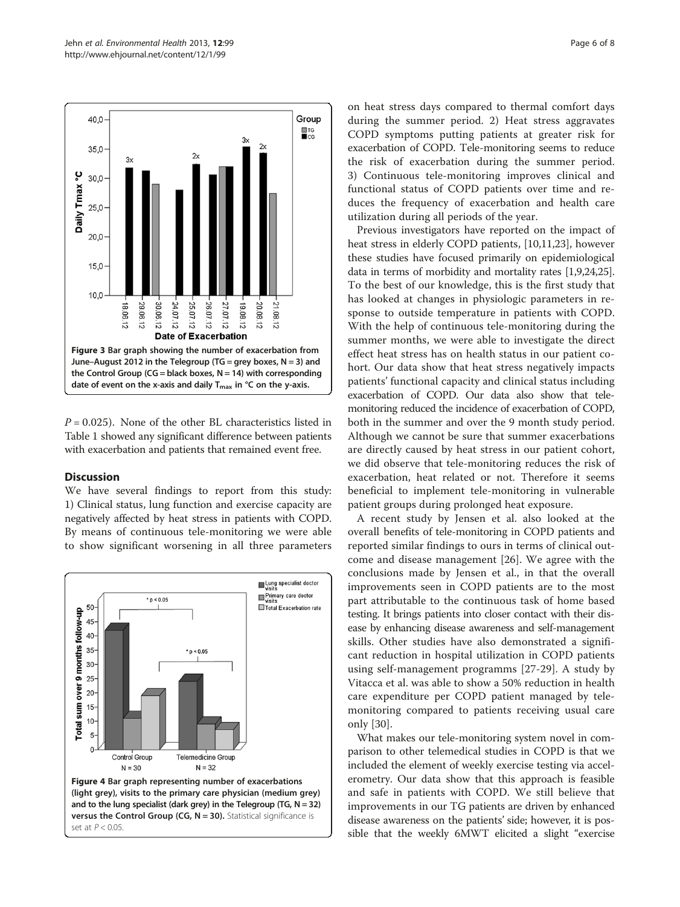Figure 3 Bar graph showing the number of exacerbation from June–August 2012 in the Telegroup (TG = grey boxes, N = 3) and the Control Group (CG = black boxes, N = 14) with corresponding date of event on the x-axis and daily $T_{max}$ in °C on the y-axis.

$P = 0.025$). None of the other BL characteristics listed in Table 1 showed any significant difference between patients with exacerbation and patients that remained event free.

## Discussion

We have several findings to report from this study: 1) Clinical status, lung function and exercise capacity are negatively affected by heat stress in patients with COPD. By means of continuous tele-monitoring we were able to show significant worsening in all three parameters on heat stress days compared to thermal comfort days during the summer period. 2) Heat stress aggravates COPD symptoms putting patients at greater risk for exacerbation of COPD. Tele-monitoring seems to reduce the risk of exacerbation during the summer period. 3) Continuous tele-monitoring improves clinical and functional status of COPD patients over time and reduces the frequency of exacerbation and health care utilization during all periods of the year.

Figure 4 Bar graph representing number of exacerbations (light grey), visits to the primary care physician (medium grey) and to the lung specialist (dark grey) in the Telegroup (TG, N = 32) versus the Control Group (CG, N = 30). Statistical significance is set at $P < 0.05$.

Previous investigators have reported on the impact of heat stress in elderly COPD patients, [10,11,23], however these studies have focused primarily on epidemiological data in terms of morbidity and mortality rates [1,9,24,25]. To the best of our knowledge, this is the first study that has looked at changes in physiologic parameters in response to outside temperature in patients with COPD. With the help of continuous tele-monitoring during the summer months, we were able to investigate the direct effect heat stress has on health status in our patient cohort. Our data show that heat stress negatively impacts patients' functional capacity and clinical status including exacerbation of COPD. Our data also show that tele-monitoring reduced the incidence of exacerbation of COPD, both in the summer and over the 9 month study period. Although we cannot be sure that summer exacerbations are directly caused by heat stress in our patient cohort, we did observe that tele-monitoring reduces the risk of exacerbation, heat related or not. Therefore it seems beneficial to implement tele-monitoring in vulnerable patient groups during prolonged heat exposure.

A recent study by Jensen et al. also looked at the overall benefits of tele-monitoring in COPD patients and reported similar findings to ours in terms of clinical outcome and disease management [26]. We agree with the conclusions made by Jensen et al., in that the overall improvements seen in COPD patients are to the most part attributable to the continuous task of home based testing. It brings patients into closer contact with their disease by enhancing disease awareness and self-management skills. Other studies have also demonstrated a significant reduction in hospital utilization in COPD patients using self-management programms [27-29]. A study by Vitacca et al. was able to show a 50% reduction in health care expenditure per COPD patient managed by tele-monitoring compared to patients receiving usual care only [30].

What makes our tele-monitoring system novel in comparison to other telemedical studies in COPD is that we included the element of weekly exercise testing via accelerometry. Our data show that this approach is feasible and safe in patients with COPD. We still believe that improvements in our TG patients are driven by enhanced disease awareness on the patients' side; however, it is possible that the weekly 6MWT elicited a slight "exercise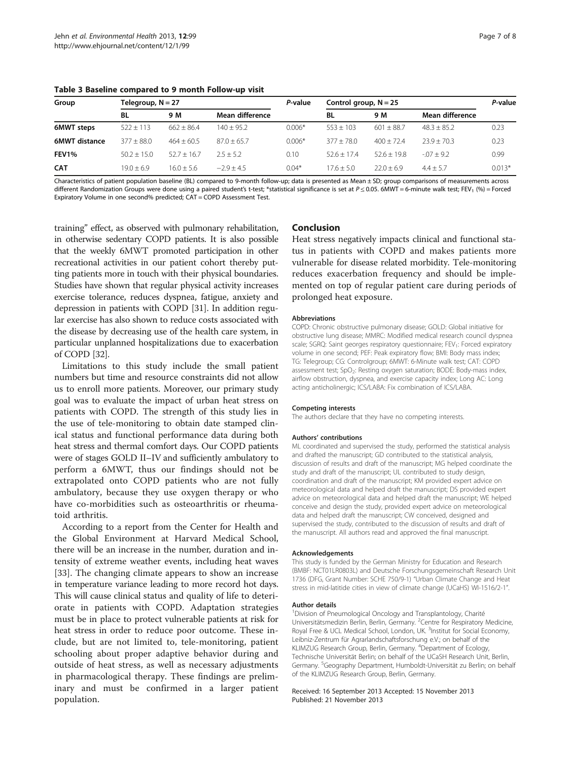**Table 3 Baseline compared to 9 month Follow-up visit**

| Group | Telegroup, N = 27 | | | *P*-value | Control group, N = 25 | | | *P*-value |
|---|---|---|---|---|---|---|---|---|
| | BL | 9 M | Mean difference | | BL | 9 M | Mean difference | |
| **6MWT steps** | 522 ± 113 | 662 ± 86.4 | 140 ± 95.2 | 0.006* | 553 ± 103 | 601 ± 88.7 | 48.3 ± 85.2 | 0.23 |
| **6MWT distance** | 377 ± 88.0 | 464 ± 60.5 | 87.0 ± 65.7 | 0.006* | 377 ± 78.0 | 400 ± 72.4 | 23.9 ± 70.3 | 0.23 |
| **FEV1%** | 50.2 ± 15.0 | 52.7 ± 16.7 | 2.5 ± 5.2 | 0.10 | 52.6 ± 17.4 | 52.6 ± 19.8 | -.07 ± 9.2 | 0.99 |
| **CAT** | 19.0 ± 6.9 | 16.0 ± 5.6 | −2.9 ± 4.5 | 0.04* | 17.6 ± 5.0 | 22.0 ± 6.9 | 4.4 ± 5.7 | 0.013* |

Characteristics of patient population baseline (BL) compared to 9-month follow-up; data is presented as Mean ± SD; group comparisons of measurements across different Randomization Groups were done using a paired student's t-test; *statistical significance is set at $P \leq 0.05$. 6MWT = 6-minute walk test; $FEV_1$ (%) = Forced Expiratory Volume in one second% predicted; CAT = COPD Assessment Test.

training" effect, as observed with pulmonary rehabilitation, in otherwise sedentary COPD patients. It is also possible that the weekly 6MWT promoted participation in other recreational activities in our patient cohort thereby putting patients more in touch with their physical boundaries. Studies have shown that regular physical activity increases exercise tolerance, reduces dyspnea, fatigue, anxiety and depression in patients with COPD [31]. In addition regular exercise has also shown to reduce costs associated with the disease by decreasing use of the health care system, in particular unplanned hospitalizations due to exacerbation of COPD [32].

Limitations to this study include the small patient numbers but time and resource constraints did not allow us to enroll more patients. Moreover, our primary study goal was to evaluate the impact of urban heat stress on patients with COPD. The strength of this study lies in the use of tele-monitoring to obtain date stamped clinical status and functional performance data during both heat stress and thermal comfort days. Our COPD patients were of stages GOLD II–IV and sufficiently ambulatory to perform a 6MWT, thus our findings should not be extrapolated onto COPD patients who are not fully ambulatory, because they use oxygen therapy or who have co-morbidities such as osteoarthritis or rheumatoid arthritis.

According to a report from the Center for Health and the Global Environment at Harvard Medical School, there will be an increase in the number, duration and intensity of extreme weather events, including heat waves [33]. The changing climate appears to show an increase in temperature variance leading to more record hot days. This will cause clinical status and quality of life to deteriorate in patients with COPD. Adaptation strategies must be in place to protect vulnerable patients at risk for heat stress in order to reduce poor outcome. These include, but are not limited to, tele-monitoring, patient schooling about proper adaptive behavior during and outside of heat stress, as well as necessary adjustments in pharmacological therapy. These findings are preliminary and must be confirmed in a larger patient population.

## Conclusion

Heat stress negatively impacts clinical and functional status in patients with COPD and makes patients more vulnerable for disease related morbidity. Tele-monitoring reduces exacerbation frequency and should be implemented on top of regular patient care during periods of prolonged heat exposure.

#### Abbreviations

COPD: Chronic obstructive pulmonary disease; GOLD: Global initiative for obstructive lung disease; MMRC: Modified medical research council dyspnea scale; SGRQ: Saint georges respiratory questionnaire; $FEV_1$: Forced expiratory volume in one second; PEF: Peak expiratory flow; BMI: Body mass index; TG: Telegroup; CG: Controlgroup; 6MWT: 6-Minute walk test; CAT: COPD assessment test; $SpO_2$: Resting oxygen saturation; BODE: Body-mass index, airflow obstruction, dyspnea, and exercise capacity index; Long AC: Long acting anticholinergic; ICS/LABA: Fix combination of ICS/LABA.

#### Competing interests

The authors declare that they have no competing interests.

#### Authors' contributions

ML coordinated and supervised the study, performed the statistical analysis and drafted the manuscript; GD contributed to the statistical analysis, discussion of results and draft of the manuscript; MG helped coordinate the study and draft of the manuscript; UL contributed to study design, coordination and draft of the manuscript; KM provided expert advice on meteorological data and helped draft the manuscript; DS provided expert advice on meteorological data and helped draft the manuscript; WE helped conceive and design the study, provided expert advice on meteorological data and helped draft the manuscript; CW conceived, designed and supervised the study, contributed to the discussion of results and draft of the manuscript. All authors read and approved the final manuscript.

#### Acknowledgements

This study is funded by the German Ministry for Education and Research (BMBF: NCT01LR0803L) and Deutsche Forschungsgemeinschaft Research Unit 1736 (DFG, Grant Number: SCHE 750/9-1) "Urban Climate Change and Heat stress in mid-latitide cities in view of climate change (UCaHS) WI-1516/2-1".

#### Author details

[1]Division of Pneumological Oncology and Transplantology, Charité Universitätsmedizin Berlin, Berlin, Germany. [2]Centre for Respiratory Medicine, Royal Free & UCL Medical School, London, UK. [3]Institut for Social Economy, Leibniz-Zentrum für Agrarlandschaftsforschung e.V.; on behalf of the KLIMZUG Research Group, Berlin, Germany. [4]Department of Ecology, Technische Universität Berlin; on behalf of the UCaSH Research Unit, Berlin, Germany. [5]Geography Department, Humboldt-Universität zu Berlin; on behalf of the KLIMZUG Research Group, Berlin, Germany.

Received: 16 September 2013 Accepted: 15 November 2013
Published: 21 November 2013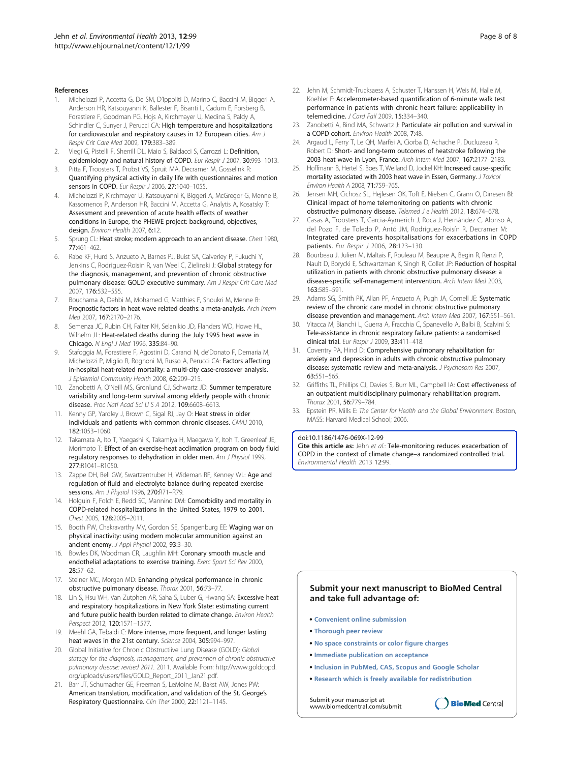## References

1. Michelozzi P, Accetta G, De SM, D'Ippoliti D, Marino C, Baccini M, Biggeri A, Anderson HR, Katsouyanni K, Ballester F, Bisanti L, Cadum E, Forsberg B, Forastiere F, Goodman PG, Hojs A, Kirchmayer U, Medina S, Paldy A, Schindler C, Sunyer J, Perucci CA: **High temperature and hospitalizations for cardiovascular and respiratory causes in 12 European cities.** *Am J Respir Crit Care Med* 2009, **179:**383–389.
2. Viegi G, Pistelli F, Sherrill DL, Maio S, Baldacci S, Carrozzi L: **Definition, epidemiology and natural history of COPD.** *Eur Respir J* 2007, **30:**993–1013.
3. Pitta F, Troosters T, Probst VS, Spruit MA, Decramer M, Gosselink R: **Quantifying physical activity in daily life with questionnaires and motion sensors in COPD.** *Eur Respir J* 2006, **27:**1040–1055.
4. Michelozzi P, Kirchmayer U, Katsouyanni K, Biggeri A, McGregor G, Menne B, Kassomenos P, Anderson HR, Baccini M, Accetta G, Analytis A, Kosatsky T: **Assessment and prevention of acute health effects of weather conditions in Europe, the PHEWE project: background, objectives, design.** *Environ Health* 2007, **6:**12.
5. Sprung CL: **Heat stroke; modern approach to an ancient disease.** *Chest* 1980, **77:**461–462.
6. Rabe KF, Hurd S, Anzueto A, Barnes PJ, Buist SA, Calverley P, Fukuchi Y, Jenkins C, Rodriguez-Roisin R, van Weel C, Zielinski J: **Global strategy for the diagnosis, management, and prevention of chronic obstructive pulmonary disease: GOLD executive summary.** *Am J Respir Crit Care Med* 2007, **176:**532–555.
7. Bouchama A, Dehbi M, Mohamed G, Matthies F, Shoukri M, Menne B: **Prognostic factors in heat wave related deaths: a meta-analysis.** *Arch Intern Med* 2007, **167:**2170–2176.
8. Semenza JC, Rubin CH, Falter KH, Selanikio JD, Flanders WD, Howe HL, Wilhelm JL: **Heat-related deaths during the July 1995 heat wave in Chicago.** *N Engl J Med* 1996, **335:**84–90.
9. Stafoggia M, Forastiere F, Agostini D, Caranci N, de'Donato F, Demaria M, Michelozzi P, Miglio R, Rognoni M, Russo A, Perucci CA: **Factors affecting in-hospital heat-related mortality: a multi-city case-crossover analysis.** *J Epidemiol Community Health* 2008, **62:**209–215.
10. Zanobetti A, O'Neill MS, Gronlund CJ, Schwartz JD: **Summer temperature variability and long-term survival among elderly people with chronic disease.** *Proc Natl Acad Sci U S A* 2012, **109:**6608–6613.
11. Kenny GP, Yardley J, Brown C, Sigal RJ, Jay O: **Heat stress in older individuals and patients with common chronic diseases.** *CMAJ* 2010, **182:**1053–1060.
12. Takamata A, Ito T, Yaegashi K, Takamiya H, Maegawa Y, Itoh T, Greenleaf JE, Morimoto T: **Effect of an exercise-heat acclimation program on body fluid regulatory responses to dehydration in older men.** *Am J Physiol* 1999, **277:**R1041–R1050.
13. Zappe DH, Bell GW, Swartzentruber H, Wideman RF, Kenney WL: **Age and regulation of fluid and electrolyte balance during repeated exercise sessions.** *Am J Physiol* 1996, **270:**R71–R79.
14. Holguin F, Folch E, Redd SC, Mannino DM: **Comorbidity and mortality in COPD-related hospitalizations in the United States, 1979 to 2001.** *Chest* 2005, **128:**2005–2011.
15. Booth FW, Chakravarthy MV, Gordon SE, Spangenburg EE: **Waging war on physical inactivity: using modern molecular ammunition against an ancient enemy.** *J Appl Physiol* 2002, **93:**3–30.
16. Bowles DK, Woodman CR, Laughlin MH: **Coronary smooth muscle and endothelial adaptations to exercise training.** *Exerc Sport Sci Rev* 2000, **28:**57–62.
17. Steiner MC, Morgan MD: **Enhancing physical performance in chronic obstructive pulmonary disease.** *Thorax* 2001, **56:**73–77.
18. Lin S, Hsu WH, Van Zutphen AR, Saha S, Luber G, Hwang SA: **Excessive heat and respiratory hospitalizations in New York State: estimating current and future public health burden related to climate change.** *Environ Health Perspect* 2012, **120:**1571–1577.
19. Meehl GA, Tebaldi C: **More intense, more frequent, and longer lasting heat waves in the 21st century.** *Science* 2004, **305:**994–997.
20. Global Initiative for Chronic Obstructiive Lung Disease (GOLD): *Global stategy for the diagnosis, management, and prevention of chronic obstructive pulmonary disease: revised 2011.* 2011. Available from: http://www.goldcopd.org/uploads/users/files/GOLD_Report_2011_Jan21.pdf.
21. Barr JT, Schumacher GE, Freeman S, LeMoine M, Bakst AW, Jones PW: **American translation, modification, and validation of the St. George's Respiratory Questionnaire.** *Clin Ther* 2000, **22:**1121–1145.
22. Jehn M, Schmidt-Trucksaess A, Schuster T, Hanssen H, Weis M, Halle M, Koehler F: **Accelerometer-based quantification of 6-minute walk test performance in patients with chronic heart failure: applicability in telemedicine.** *J Card Fail* 2009, **15:**334–340.
23. Zanobetti A, Bind MA, Schwartz J: **Particulate air pollution and survival in a COPD cohort.** *Environ Health* 2008, **7:**48.
24. Argaud L, Ferry T, Le QH, Marfisi A, Ciorba D, Achache P, Ducluzeau R, Robert D: **Short- and long-term outcomes of heatstroke following the 2003 heat wave in Lyon, France.** *Arch Intern Med* 2007, **167:**2177–2183.
25. Hoffmann B, Hertel S, Boes T, Weiland D, Jockel KH: **Increased cause-specific mortality associated with 2003 heat wave in Essen, Germany.** *J Toxicol Environ Health A* 2008, **71:**759–765.
26. Jensen MH, Cichosz SL, Hejlesen OK, Toft E, Nielsen C, Grann O, Dinesen BI: **Clinical impact of home telemonitoring on patients with chronic obstructive pulmonary disease.** *Telemed J e Health* 2012, **18:**674–678.
27. Casas A, Troosters T, Garcia-Aymerich J, Roca J, Hernández C, Alonso A, del Pozo F, de Toledo P, Antó JM, Rodríguez-Roisín R, Decramer M: **Integrated care prevents hospitalisations for exacerbations in COPD patients.** *Eur Respir J* 2006, **28:**123–130.
28. Bourbeau J, Julien M, Maltais F, Rouleau M, Beaupre A, Begin R, Renzi P, Nault D, Borycki E, Schwartzman K, Singh R, Collet JP: **Reduction of hospital utilization in patients with chronic obstructive pulmonary disease: a disease-specific self-management intervention.** *Arch Intern Med* 2003, **163:**585–591.
29. Adams SG, Smith PK, Allan PF, Anzueto A, Pugh JA, Cornell JE: **Systematic review of the chronic care model in chronic obstructive pulmonary disease prevention and management.** *Arch Intern Med* 2007, **167:**551–561.
30. Vitacca M, Bianchi L, Guerra A, Fracchia C, Spanevello A, Balbi B, Scalvini S: **Tele-assistance in chronic respiratory failure patients: a randomised clinical trial.** *Eur Respir J* 2009, **33:**411–418.
31. Coventry PA, Hind D: **Comprehensive pulmonary rehabilitation for anxiety and depression in adults with chronic obstructive pulmonary disease: systematic review and meta-analysis.** *J Psychosom Res* 2007, **63:**551–565.
32. Griffiths TL, Phillips CJ, Davies S, Burr ML, Campbell IA: **Cost effectiveness of an outpatient multidisciplinary pulmonary rehabilitation program.** *Thorax* 2001, **56:**779–784.
33. Epstein PR, Mills E: *The Center for Health and the Global Environment.* Boston, MASS: Harvard Medical School; 2006.

doi:10.1186/1476-069X-12-99

**Cite this article as:** Jehn *et al.*: Tele-monitoring reduces exacerbation of COPD in the context of climate change–a randomized controlled trial. *Environmental Health* 2013 **12**:99.